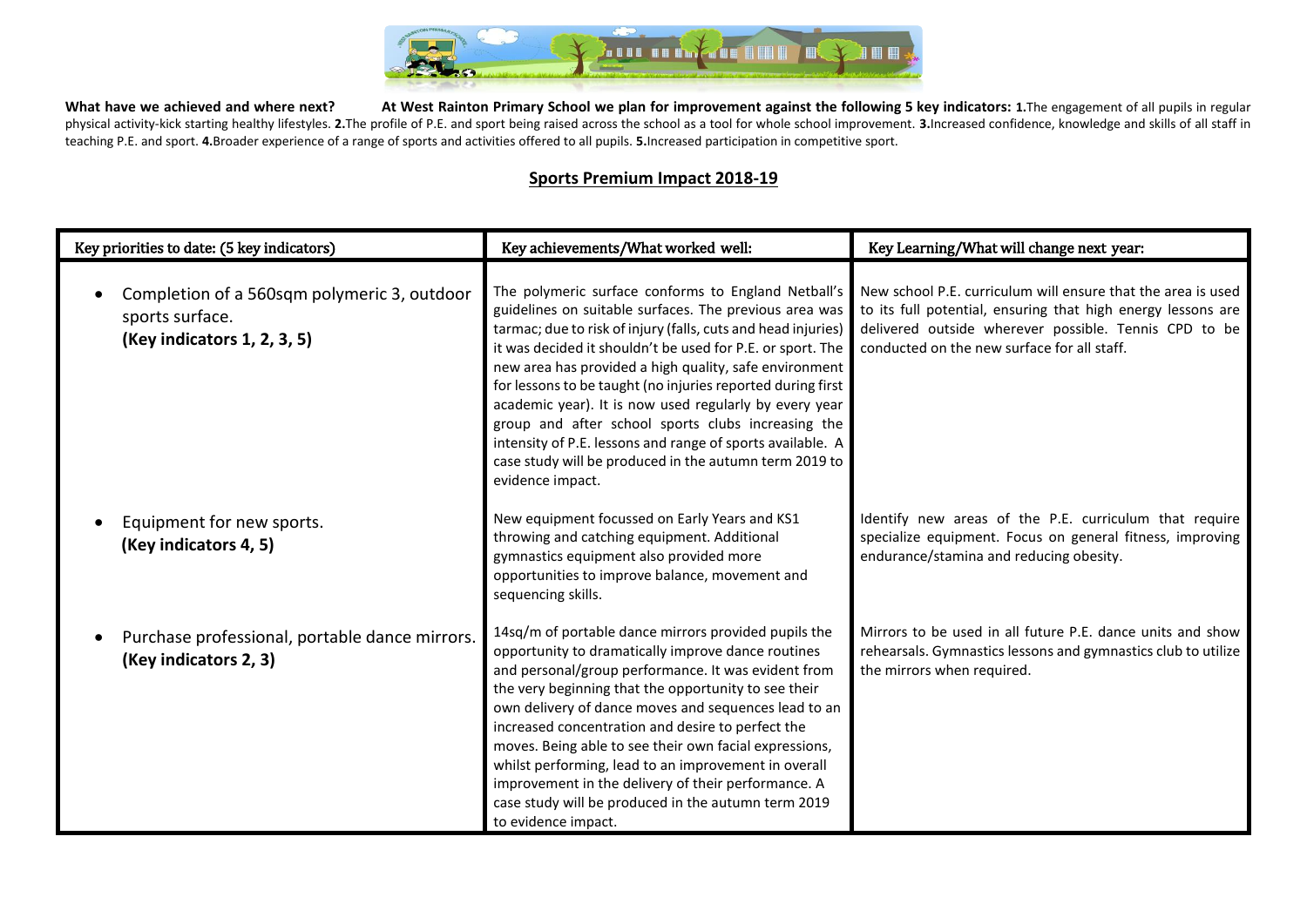**What have we achieved and where next?** **At West Rainton Primary School we plan for improvement against the following 5 key indicators: 1.**The engagement of all pupils in regular physical activity-kick starting healthy lifestyles. **2.**The profile of P.E. and sport being raised across the school as a tool for whole school improvement. **3.**Increased confidence, knowledge and skills of all staff in teaching P.E. and sport. **4.**Broader experience of a range of sports and activities offered to all pupils. **5.**Increased participation in competitive sport.

## Sports Premium Impact 2018-19

| Key priorities to date: (5 key indicators) | Key achievements/What worked well: | Key Learning/What will change next year: |
|---|---|---|
| • Completion of a 560sqm polymeric 3, outdoor sports surface. **(Key indicators 1, 2, 3, 5)** | The polymeric surface conforms to England Netball's guidelines on suitable surfaces. The previous area was tarmac; due to risk of injury (falls, cuts and head injuries) it was decided it shouldn't be used for P.E. or sport. The new area has provided a high quality, safe environment for lessons to be taught (no injuries reported during first academic year). It is now used regularly by every year group and after school sports clubs increasing the intensity of P.E. lessons and range of sports available. A case study will be produced in the autumn term 2019 to evidence impact. | New school P.E. curriculum will ensure that the area is used to its full potential, ensuring that high energy lessons are delivered outside wherever possible. Tennis CPD to be conducted on the new surface for all staff. |
| • Equipment for new sports. **(Key indicators 4, 5)** | New equipment focussed on Early Years and KS1 throwing and catching equipment. Additional gymnastics equipment also provided more opportunities to improve balance, movement and sequencing skills. | Identify new areas of the P.E. curriculum that require specialize equipment. Focus on general fitness, improving endurance/stamina and reducing obesity. |
| • Purchase professional, portable dance mirrors. **(Key indicators 2, 3)** | 14sq/m of portable dance mirrors provided pupils the opportunity to dramatically improve dance routines and personal/group performance. It was evident from the very beginning that the opportunity to see their own delivery of dance moves and sequences lead to an increased concentration and desire to perfect the moves. Being able to see their own facial expressions, whilst performing, lead to an improvement in overall improvement in the delivery of their performance. A case study will be produced in the autumn term 2019 to evidence impact. | Mirrors to be used in all future P.E. dance units and show rehearsals. Gymnastics lessons and gymnastics club to utilize the mirrors when required. |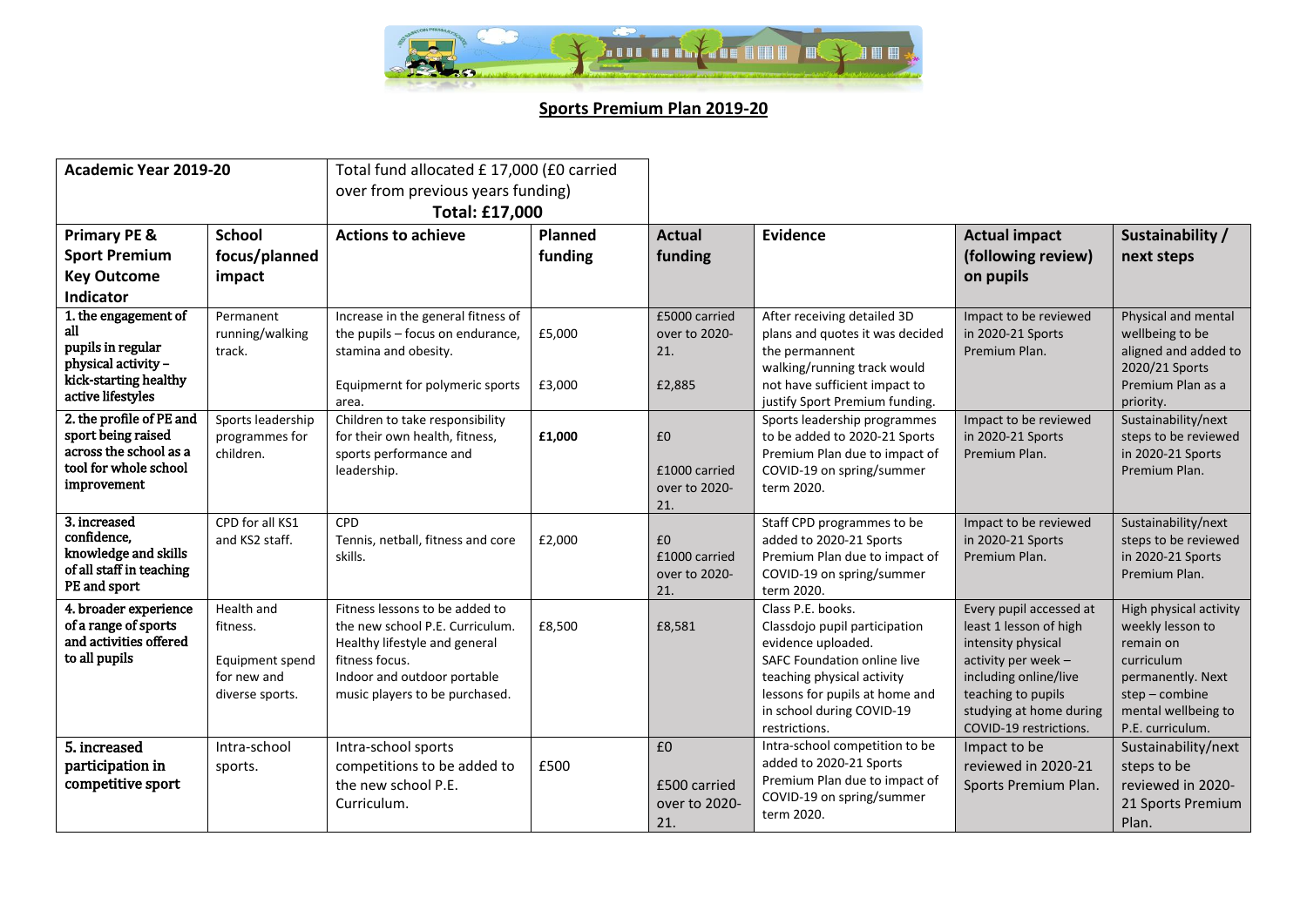## Sports Premium Plan 2019-20

| Academic Year 2019-20 | | Total fund allocated £ 17,000 (£0 carried over from previous years funding) **Total: £17,000** | | | | | |
|---|---|---|---|---|---|---|---|
| **Primary PE & Sport Premium Key Outcome Indicator** | **School focus/planned impact** | **Actions to achieve** | **Planned funding** | **Actual funding** | **Evidence** | **Actual impact (following review) on pupils** | **Sustainability / next steps** |
| 1. the engagement of all pupils in regular physical activity – kick-starting healthy active lifestyles | Permanent running/walking track. | Increase in the general fitness of the pupils – focus on endurance, stamina and obesity.<br><br>Equipmernt for polymeric sports area. | £5,000<br><br>£3,000 | £5000 carried over to 2020-21.<br><br>£2,885 | After receiving detailed 3D plans and quotes it was decided the permanent walking/running track would not have sufficient impact to justify Sport Premium funding. | Impact to be reviewed in 2020-21 Sports Premium Plan. | Physical and mental wellbeing to be aligned and added to 2020/21 Sports Premium Plan as a priority. |
| 2. the profile of PE and sport being raised across the school as a tool for whole school improvement | Sports leadership programmes for children. | Children to take responsibility for their own health, fitness, sports performance and leadership. | **£1,000** | £0<br><br>£1000 carried over to 2020-21. | Sports leadership programmes to be added to 2020-21 Sports Premium Plan due to impact of COVID-19 on spring/summer term 2020. | Impact to be reviewed in 2020-21 Sports Premium Plan. | Sustainability/next steps to be reviewed in 2020-21 Sports Premium Plan. |
| 3. increased confidence, knowledge and skills of all staff in teaching PE and sport | CPD for all KS1 and KS2 staff. | CPD<br>Tennis, netball, fitness and core skills. | £2,000 | £0<br>£1000 carried over to 2020-21. | Staff CPD programmes to be added to 2020-21 Sports Premium Plan due to impact of COVID-19 on spring/summer term 2020. | Impact to be reviewed in 2020-21 Sports Premium Plan. | Sustainability/next steps to be reviewed in 2020-21 Sports Premium Plan. |
| 4. broader experience of a range of sports and activities offered to all pupils | Health and fitness.<br><br>Equipment spend for new and diverse sports. | Fitness lessons to be added to the new school P.E. Curriculum. Healthy lifestyle and general fitness focus.<br>Indoor and outdoor portable music players to be purchased. | £8,500 | £8,581 | Class P.E. books.<br>Classdojo pupil participation evidence uploaded.<br>SAFC Foundation online live teaching physical activity lessons for pupils at home and in school during COVID-19 restrictions. | Every pupil accessed at least 1 lesson of high intensity physical activity per week – including online/live teaching to pupils studying at home during COVID-19 restrictions. | High physical activity weekly lesson to remain on curriculum permanently. Next step – combine mental wellbeing to P.E. curriculum. |
| 5. increased participation in competitive sport | Intra-school sports. | Intra-school sports competitions to be added to the new school P.E. Curriculum. | £500 | £0<br><br>£500 carried over to 2020-21. | Intra-school competition to be added to 2020-21 Sports Premium Plan due to impact of COVID-19 on spring/summer term 2020. | Impact to be reviewed in 2020-21 Sports Premium Plan. | Sustainability/next steps to be reviewed in 2020-21 Sports Premium Plan. |